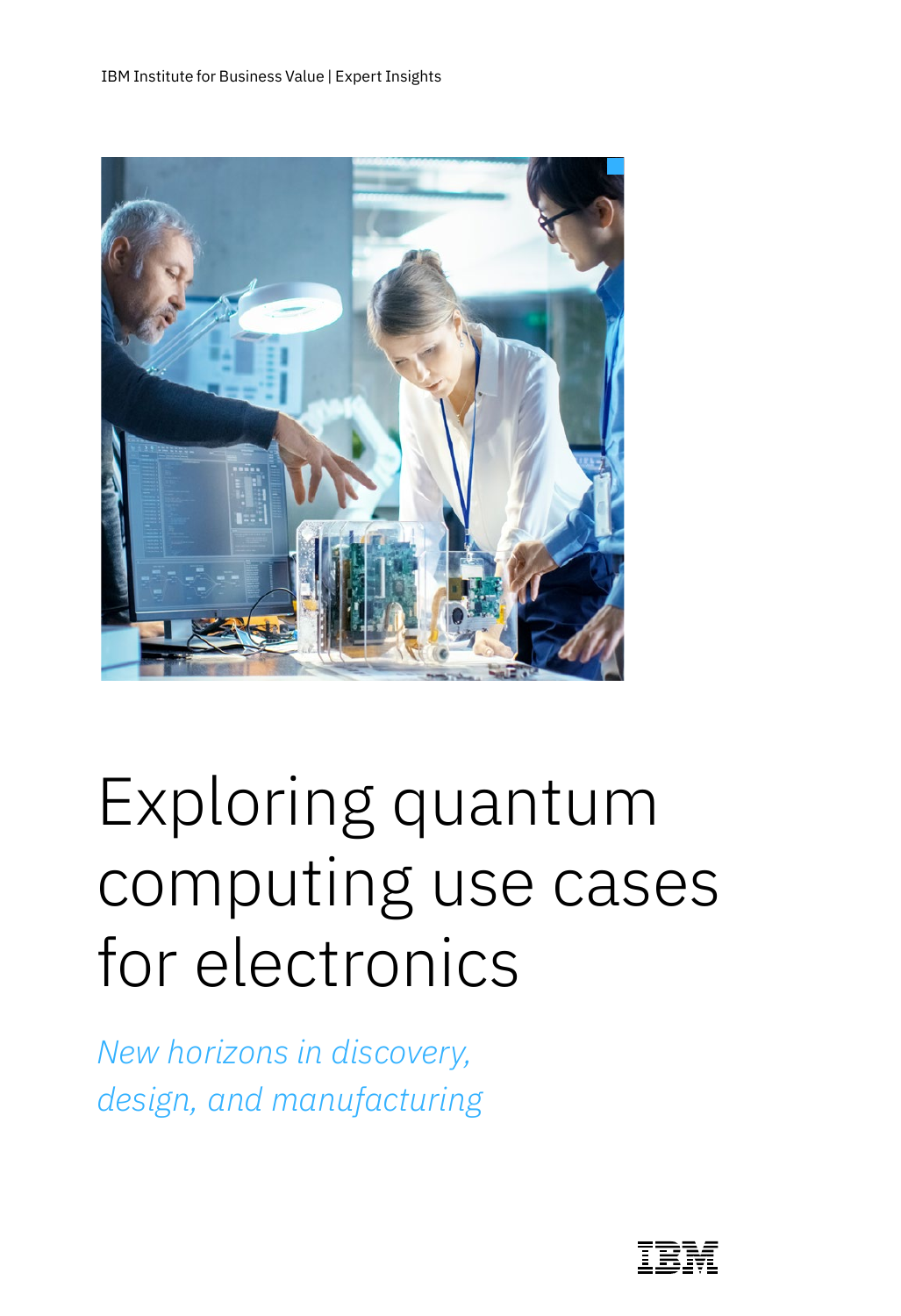IBM Institute for Business Value | Expert Insights

# Exploring quantum computing use cases for electronics

*New horizons in discovery, design, and manufacturing*

IBM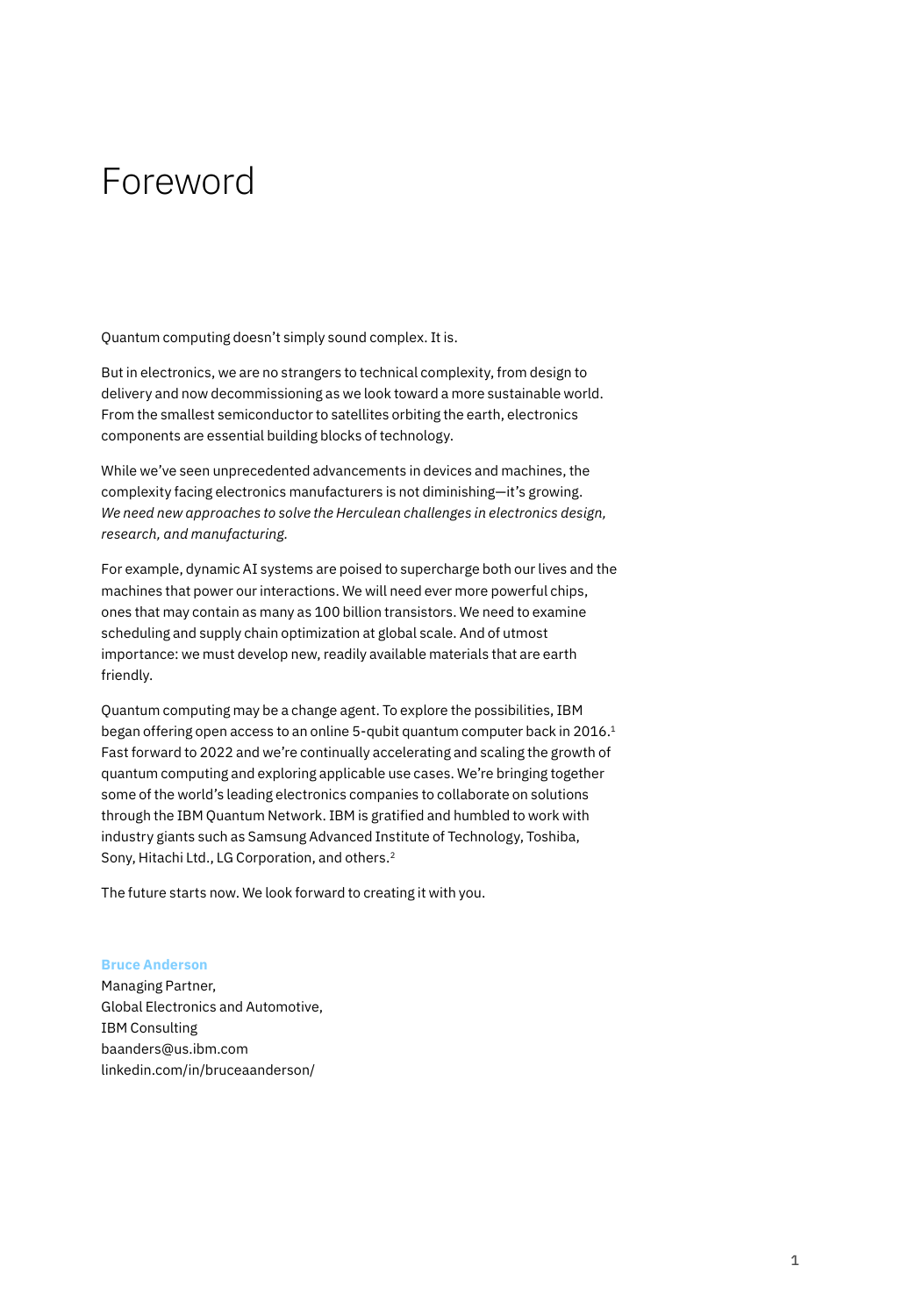# Foreword

Quantum computing doesn't simply sound complex. It is.

But in electronics, we are no strangers to technical complexity, from design to delivery and now decommissioning as we look toward a more sustainable world. From the smallest semiconductor to satellites orbiting the earth, electronics components are essential building blocks of technology.

While we've seen unprecedented advancements in devices and machines, the complexity facing electronics manufacturers is not diminishing—it's growing. *We need new approaches to solve the Herculean challenges in electronics design, research, and manufacturing.*

For example, dynamic AI systems are poised to supercharge both our lives and the machines that power our interactions. We will need ever more powerful chips, ones that may contain as many as 100 billion transistors. We need to examine scheduling and supply chain optimization at global scale. And of utmost importance: we must develop new, readily available materials that are earth friendly.

Quantum computing may be a change agent. To explore the possibilities, IBM began offering open access to an online 5-qubit quantum computer back in 2016.[1] Fast forward to 2022 and we're continually accelerating and scaling the growth of quantum computing and exploring applicable use cases. We're bringing together some of the world's leading electronics companies to collaborate on solutions through the IBM Quantum Network. IBM is gratified and humbled to work with industry giants such as Samsung Advanced Institute of Technology, Toshiba, Sony, Hitachi Ltd., LG Corporation, and others.[2]

The future starts now. We look forward to creating it with you.

**Bruce Anderson**
Managing Partner,
Global Electronics and Automotive,
IBM Consulting
baanders@us.ibm.com
linkedin.com/in/bruceaanderson/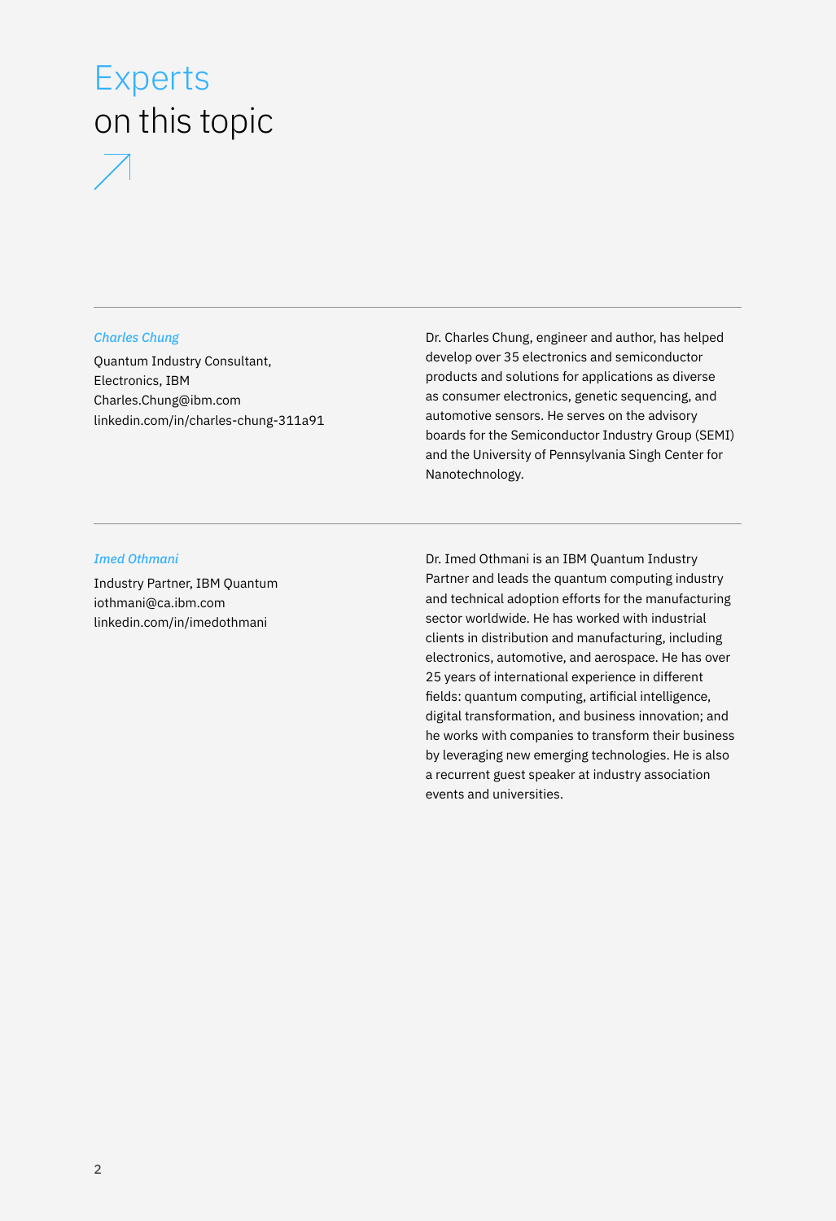# Experts on this topic

---

*Charles Chung*

Quantum Industry Consultant,
Electronics, IBM
Charles.Chung@ibm.com
linkedin.com/in/charles-chung-311a91

Dr. Charles Chung, engineer and author, has helped develop over 35 electronics and semiconductor products and solutions for applications as diverse as consumer electronics, genetic sequencing, and automotive sensors. He serves on the advisory boards for the Semiconductor Industry Group (SEMI) and the University of Pennsylvania Singh Center for Nanotechnology.

---

*Imed Othmani*

Industry Partner, IBM Quantum
iothmani@ca.ibm.com
linkedin.com/in/imedothmani

Dr. Imed Othmani is an IBM Quantum Industry Partner and leads the quantum computing industry and technical adoption efforts for the manufacturing sector worldwide. He has worked with industrial clients in distribution and manufacturing, including electronics, automotive, and aerospace. He has over 25 years of international experience in different fields: quantum computing, artificial intelligence, digital transformation, and business innovation; and he works with companies to transform their business by leveraging new emerging technologies. He is also a recurrent guest speaker at industry association events and universities.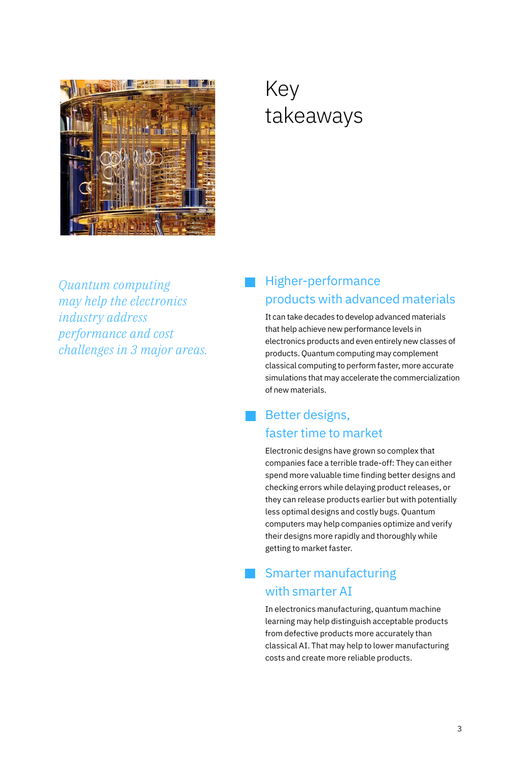# Key takeaways

*Quantum computing may help the electronics industry address performance and cost challenges in 3 major areas.*

## Higher-performance products with advanced materials

It can take decades to develop advanced materials that help achieve new performance levels in electronics products and even entirely new classes of products. Quantum computing may complement classical computing to perform faster, more accurate simulations that may accelerate the commercialization of new materials.

## Better designs, faster time to market

Electronic designs have grown so complex that companies face a terrible trade-off: They can either spend more valuable time finding better designs and checking errors while delaying product releases, or they can release products earlier but with potentially less optimal designs and costly bugs. Quantum computers may help companies optimize and verify their designs more rapidly and thoroughly while getting to market faster.

## Smarter manufacturing with smarter AI

In electronics manufacturing, quantum machine learning may help distinguish acceptable products from defective products more accurately than classical AI. That may help to lower manufacturing costs and create more reliable products.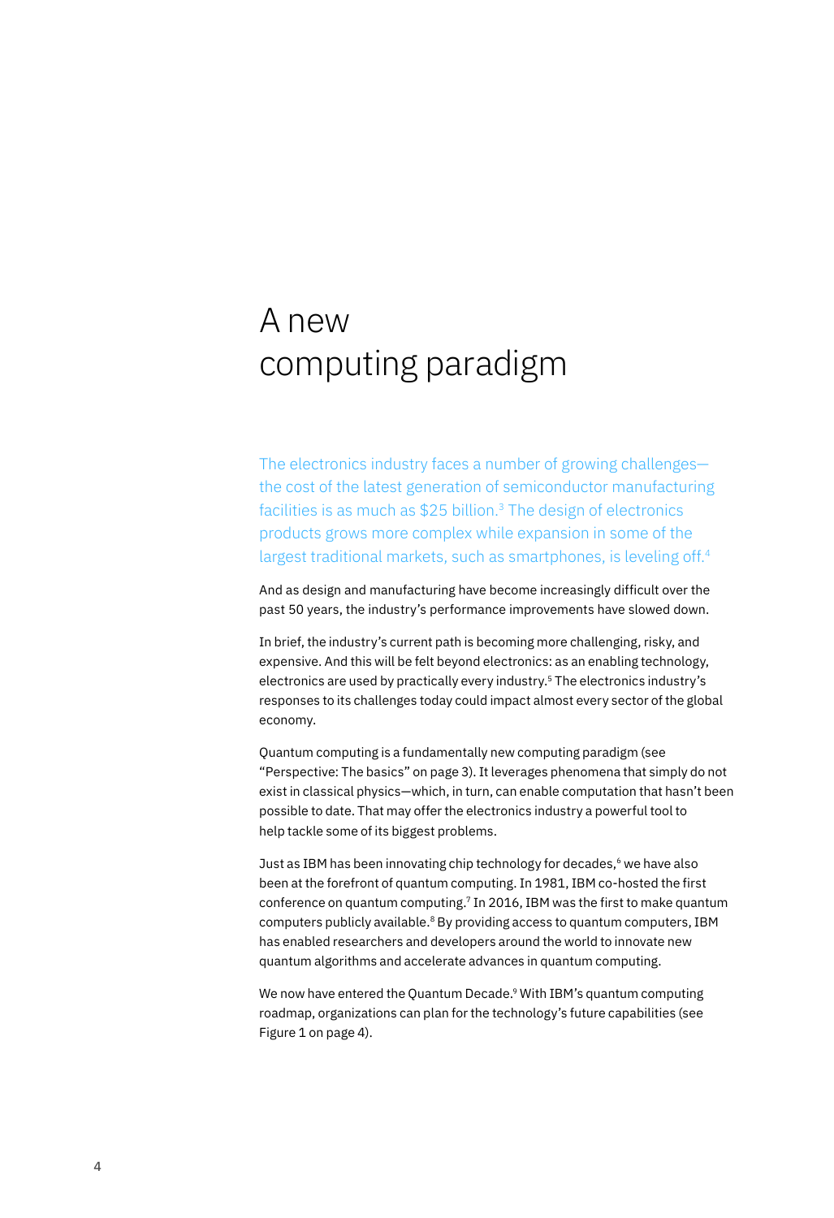# A new computing paradigm

The electronics industry faces a number of growing challenges—the cost of the latest generation of semiconductor manufacturing facilities is as much as $25 billion.[3] The design of electronics products grows more complex while expansion in some of the largest traditional markets, such as smartphones, is leveling off.[4]

And as design and manufacturing have become increasingly difficult over the past 50 years, the industry's performance improvements have slowed down.

In brief, the industry's current path is becoming more challenging, risky, and expensive. And this will be felt beyond electronics: as an enabling technology, electronics are used by practically every industry.[5] The electronics industry's responses to its challenges today could impact almost every sector of the global economy.

Quantum computing is a fundamentally new computing paradigm (see "Perspective: The basics" on page 3). It leverages phenomena that simply do not exist in classical physics—which, in turn, can enable computation that hasn't been possible to date. That may offer the electronics industry a powerful tool to help tackle some of its biggest problems.

Just as IBM has been innovating chip technology for decades,[6] we have also been at the forefront of quantum computing. In 1981, IBM co-hosted the first conference on quantum computing.[7] In 2016, IBM was the first to make quantum computers publicly available.[8] By providing access to quantum computers, IBM has enabled researchers and developers around the world to innovate new quantum algorithms and accelerate advances in quantum computing.

We now have entered the Quantum Decade.[9] With IBM's quantum computing roadmap, organizations can plan for the technology's future capabilities (see Figure 1 on page 4).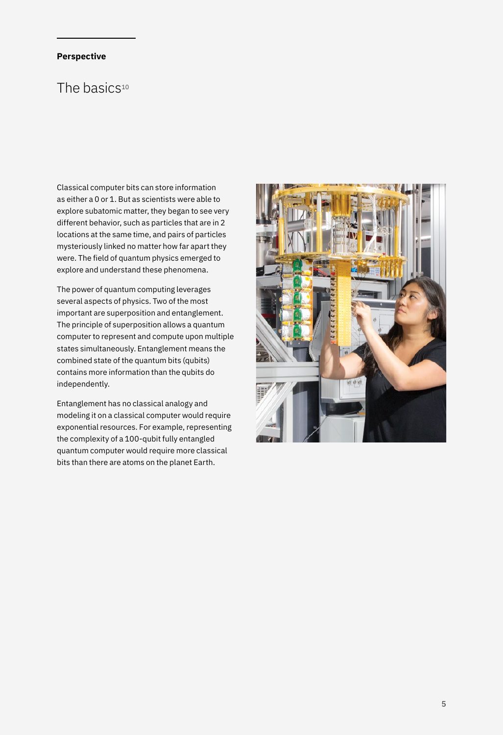**Perspective**

## The basics[10]

Classical computer bits can store information as either a 0 or 1. But as scientists were able to explore subatomic matter, they began to see very different behavior, such as particles that are in 2 locations at the same time, and pairs of particles mysteriously linked no matter how far apart they were. The field of quantum physics emerged to explore and understand these phenomena.

The power of quantum computing leverages several aspects of physics. Two of the most important are superposition and entanglement. The principle of superposition allows a quantum computer to represent and compute upon multiple states simultaneously. Entanglement means the combined state of the quantum bits (qubits) contains more information than the qubits do independently.

Entanglement has no classical analogy and modeling it on a classical computer would require exponential resources. For example, representing the complexity of a 100-qubit fully entangled quantum computer would require more classical bits than there are atoms on the planet Earth.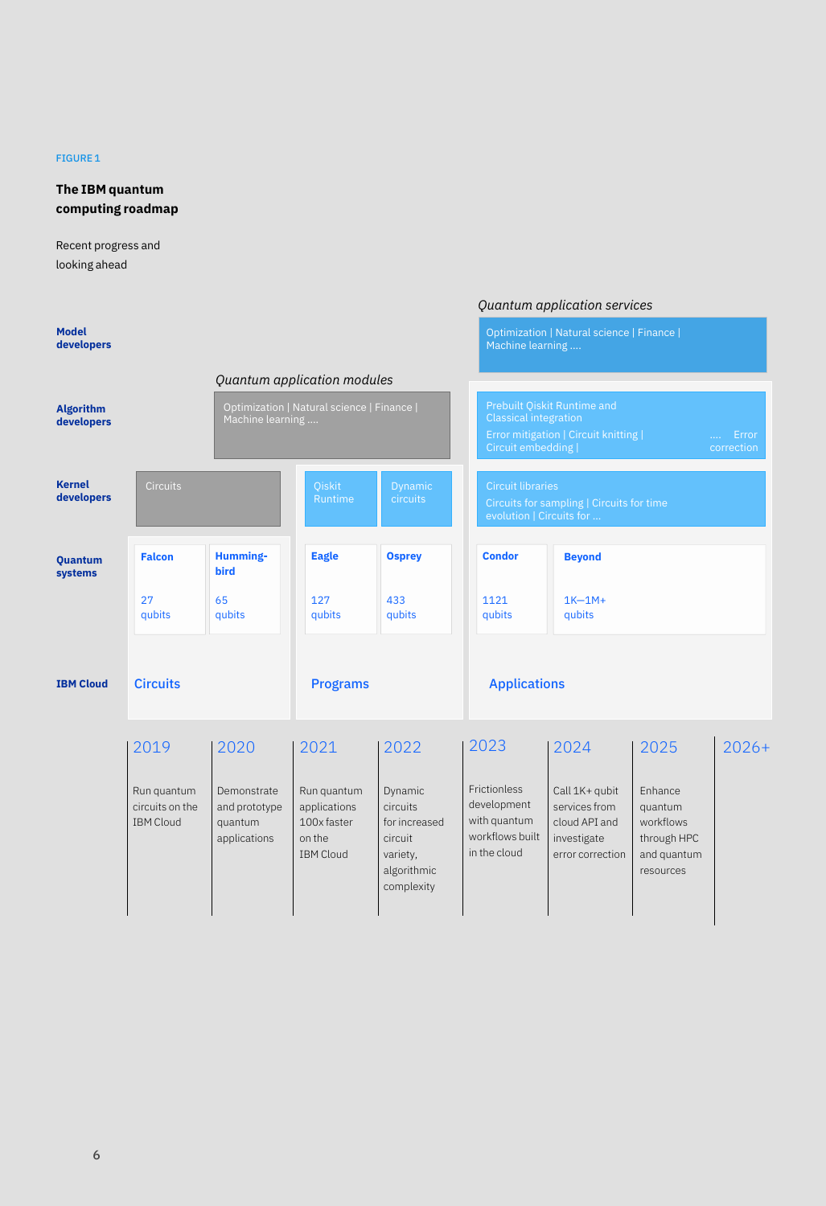FIGURE 1

**The IBM quantum computing roadmap**

Recent progress and looking ahead

*Quantum application services*

| | 2019 | 2020 | 2021 | 2022 | 2023 | 2024 | 2025 | 2026+ |
|---|---|---|---|---|---|---|---|---|
| **Model developers** | | | | | *Quantum application services*: Optimization \| Natural science \| Finance \| Machine learning .... | | | |
| **Algorithm developers** | | *Quantum application modules*: Optimization \| Natural science \| Finance \| Machine learning .... | | | Prebuilt Qiskit Runtime and Classical integration — Error mitigation \| Circuit knitting \| Circuit embedding \| .... Error correction | | | |
| **Kernel developers** | Circuits | | Qiskit Runtime | Dynamic circuits | Circuit libraries — Circuits for sampling \| Circuits for time evolution \| Circuits for ... | | | |
| **Quantum systems** | Falcon 27 qubits | Humming-bird 65 qubits | Eagle 127 qubits | Osprey 433 qubits | Condor 1121 qubits | Beyond 1K—1M+ qubits | | |
| **IBM Cloud** | Circuits | | Programs | | Applications | | | |
| | Run quantum circuits on the IBM Cloud | Demonstrate and prototype quantum applications | Run quantum applications 100x faster on the IBM Cloud | Dynamic circuits for increased circuit variety, algorithmic complexity | Frictionless development with quantum workflows built in the cloud | Call 1K+ qubit services from cloud API and investigate error correction | Enhance quantum workflows through HPC and quantum resources | |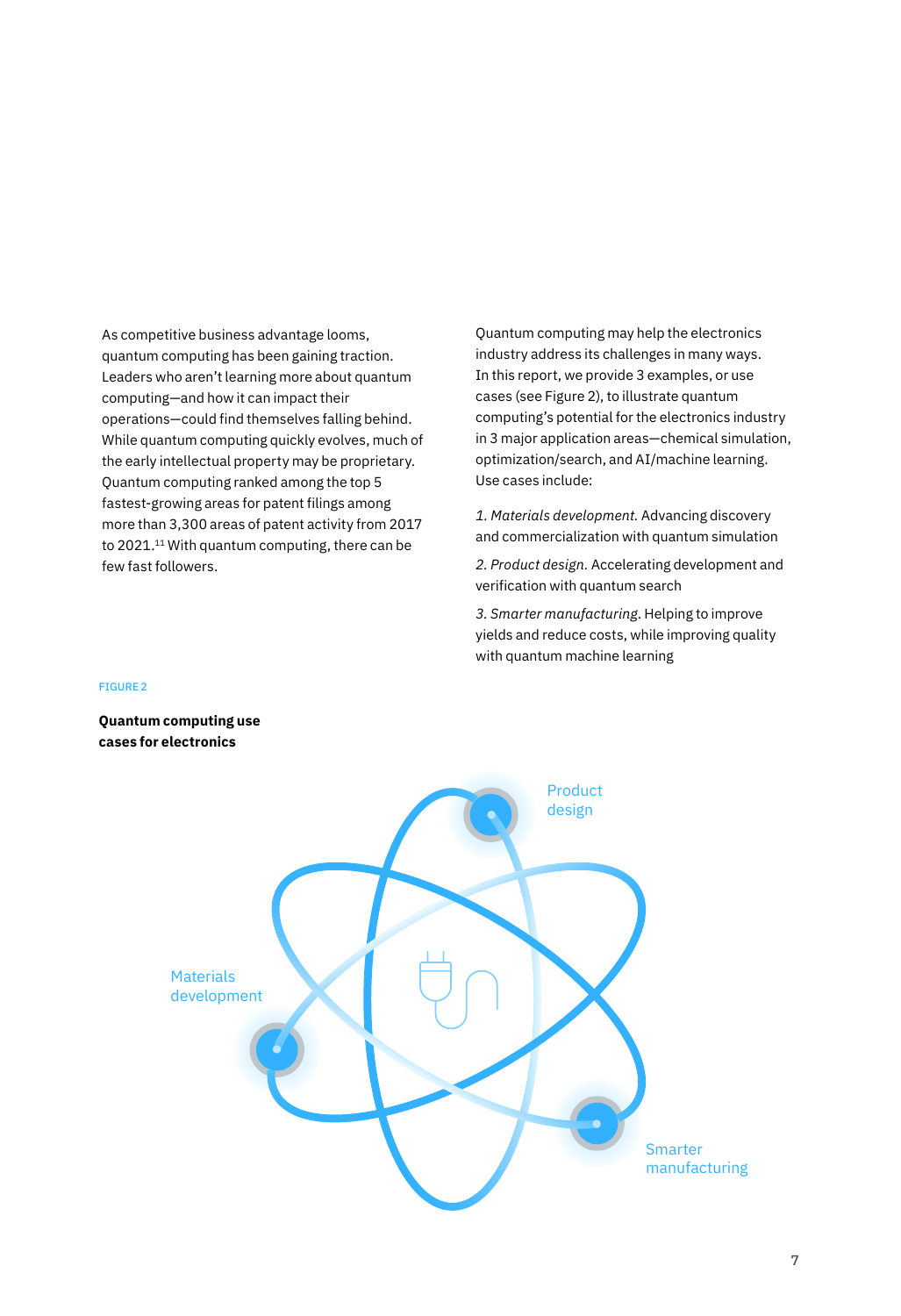As competitive business advantage looms, quantum computing has been gaining traction. Leaders who aren't learning more about quantum computing—and how it can impact their operations—could find themselves falling behind. While quantum computing quickly evolves, much of the early intellectual property may be proprietary. Quantum computing ranked among the top 5 fastest-growing areas for patent filings among more than 3,300 areas of patent activity from 2017 to 2021.[11] With quantum computing, there can be few fast followers.

Quantum computing may help the electronics industry address its challenges in many ways. In this report, we provide 3 examples, or use cases (see Figure 2), to illustrate quantum computing's potential for the electronics industry in 3 major application areas—chemical simulation, optimization/search, and AI/machine learning. Use cases include:

1. *Materials development.* Advancing discovery and commercialization with quantum simulation

2. *Product design.* Accelerating development and verification with quantum search

3. *Smarter manufacturing.* Helping to improve yields and reduce costs, while improving quality with quantum machine learning

FIGURE 2

**Quantum computing use cases for electronics**

Product design

Materials development

Smarter manufacturing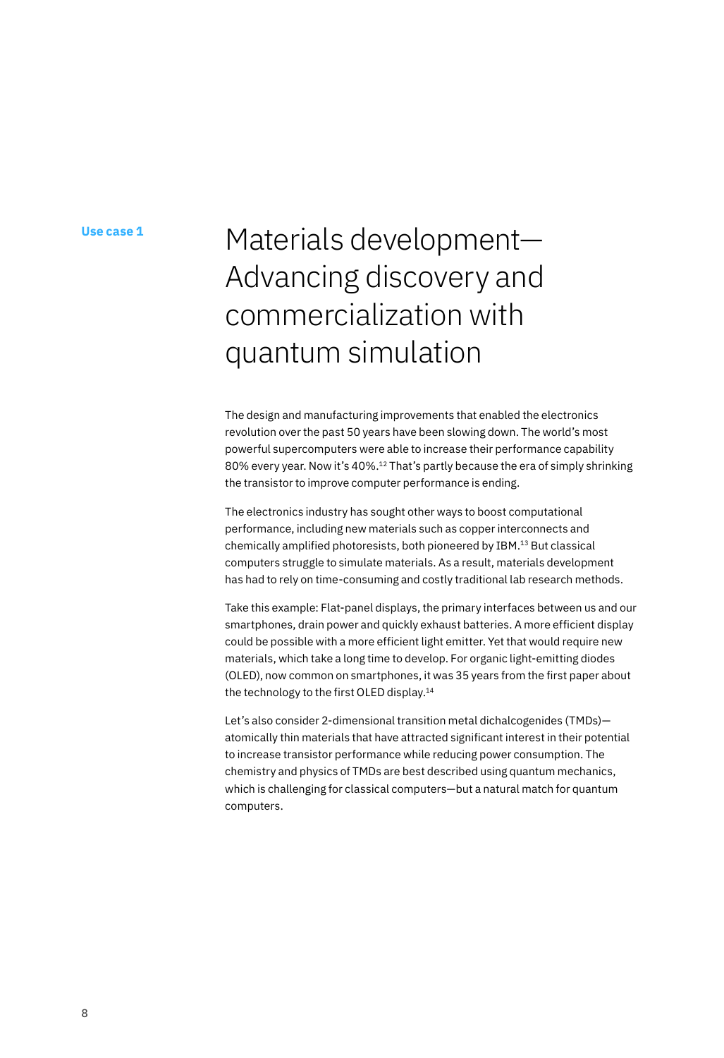**Use case 1**

# Materials development—Advancing discovery and commercialization with quantum simulation

The design and manufacturing improvements that enabled the electronics revolution over the past 50 years have been slowing down. The world's most powerful supercomputers were able to increase their performance capability 80% every year. Now it's 40%.[12] That's partly because the era of simply shrinking the transistor to improve computer performance is ending.

The electronics industry has sought other ways to boost computational performance, including new materials such as copper interconnects and chemically amplified photoresists, both pioneered by IBM.[13] But classical computers struggle to simulate materials. As a result, materials development has had to rely on time-consuming and costly traditional lab research methods.

Take this example: Flat-panel displays, the primary interfaces between us and our smartphones, drain power and quickly exhaust batteries. A more efficient display could be possible with a more efficient light emitter. Yet that would require new materials, which take a long time to develop. For organic light-emitting diodes (OLED), now common on smartphones, it was 35 years from the first paper about the technology to the first OLED display.[14]

Let's also consider 2-dimensional transition metal dichalcogenides (TMDs)—atomically thin materials that have attracted significant interest in their potential to increase transistor performance while reducing power consumption. The chemistry and physics of TMDs are best described using quantum mechanics, which is challenging for classical computers—but a natural match for quantum computers.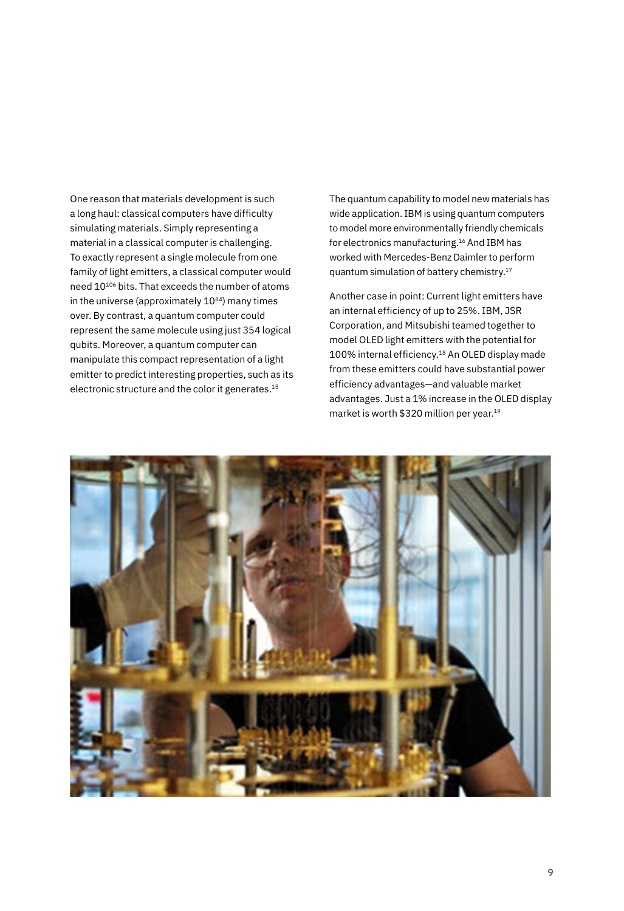One reason that materials development is such a long haul: classical computers have difficulty simulating materials. Simply representing a material in a classical computer is challenging. To exactly represent a single molecule from one family of light emitters, a classical computer would need $10^{106}$ bits. That exceeds the number of atoms in the universe (approximately $10^{84}$) many times over. By contrast, a quantum computer could represent the same molecule using just 354 logical qubits. Moreover, a quantum computer can manipulate this compact representation of a light emitter to predict interesting properties, such as its electronic structure and the color it generates.[15]

The quantum capability to model new materials has wide application. IBM is using quantum computers to model more environmentally friendly chemicals for electronics manufacturing.[16] And IBM has worked with Mercedes-Benz Daimler to perform quantum simulation of battery chemistry.[17]

Another case in point: Current light emitters have an internal efficiency of up to 25%. IBM, JSR Corporation, and Mitsubishi teamed together to model OLED light emitters with the potential for 100% internal efficiency.[18] An OLED display made from these emitters could have substantial power efficiency advantages—and valuable market advantages. Just a 1% increase in the OLED display market is worth $320 million per year.[19]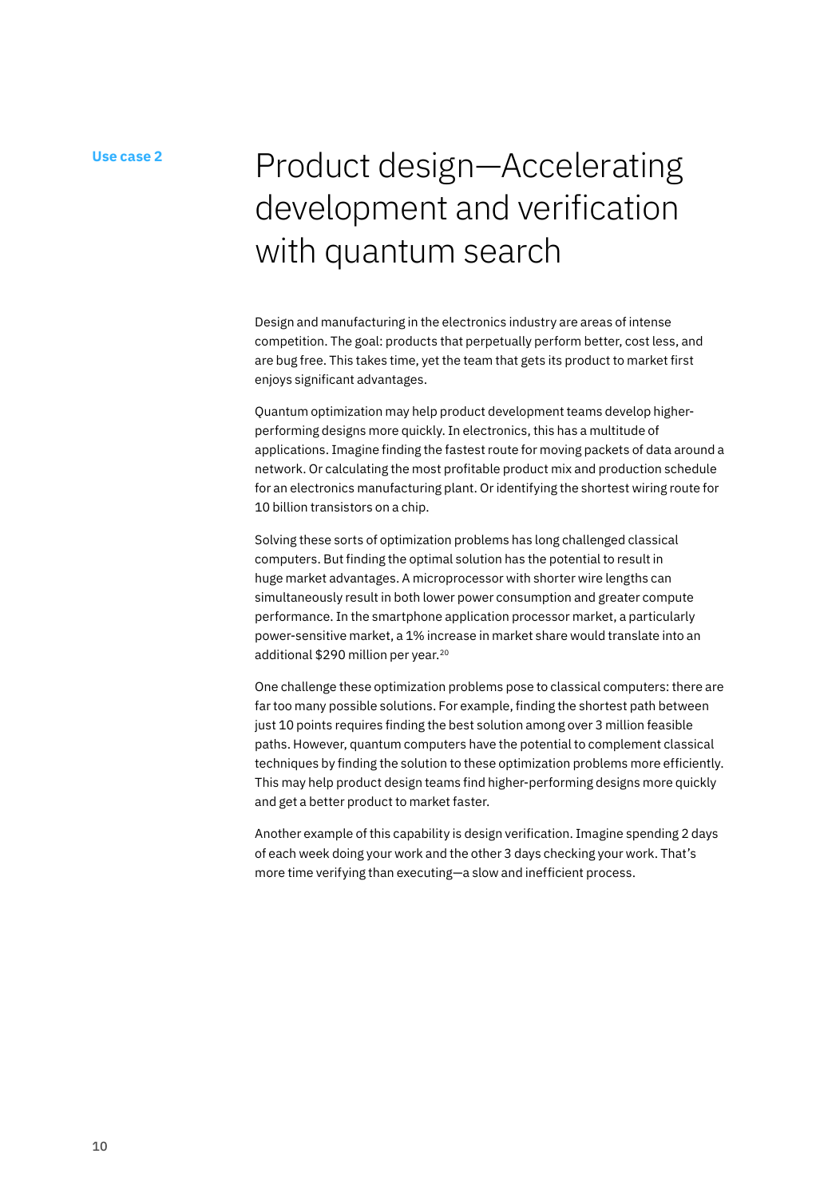Use case 2

# Product design—Accelerating development and verification with quantum search

Design and manufacturing in the electronics industry are areas of intense competition. The goal: products that perpetually perform better, cost less, and are bug free. This takes time, yet the team that gets its product to market first enjoys significant advantages.

Quantum optimization may help product development teams develop higher-performing designs more quickly. In electronics, this has a multitude of applications. Imagine finding the fastest route for moving packets of data around a network. Or calculating the most profitable product mix and production schedule for an electronics manufacturing plant. Or identifying the shortest wiring route for 10 billion transistors on a chip.

Solving these sorts of optimization problems has long challenged classical computers. But finding the optimal solution has the potential to result in huge market advantages. A microprocessor with shorter wire lengths can simultaneously result in both lower power consumption and greater compute performance. In the smartphone application processor market, a particularly power-sensitive market, a 1% increase in market share would translate into an additional $290 million per year.[20]

One challenge these optimization problems pose to classical computers: there are far too many possible solutions. For example, finding the shortest path between just 10 points requires finding the best solution among over 3 million feasible paths. However, quantum computers have the potential to complement classical techniques by finding the solution to these optimization problems more efficiently. This may help product design teams find higher-performing designs more quickly and get a better product to market faster.

Another example of this capability is design verification. Imagine spending 2 days of each week doing your work and the other 3 days checking your work. That's more time verifying than executing—a slow and inefficient process.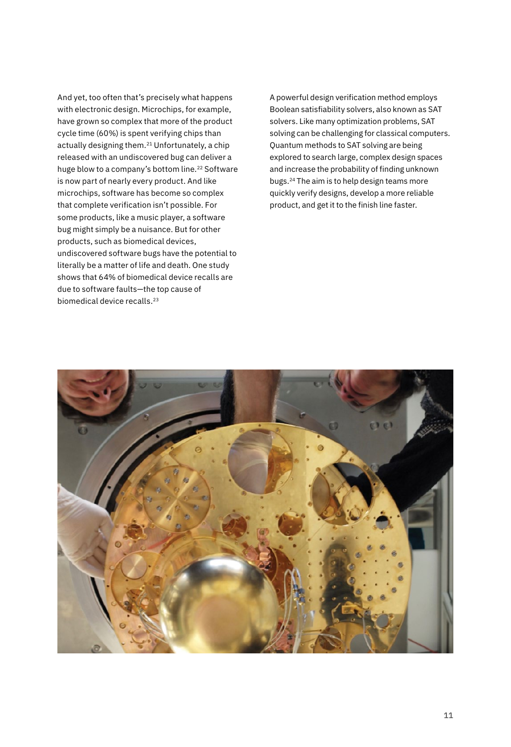And yet, too often that's precisely what happens with electronic design. Microchips, for example, have grown so complex that more of the product cycle time (60%) is spent verifying chips than actually designing them.[21] Unfortunately, a chip released with an undiscovered bug can deliver a huge blow to a company's bottom line.[22] Software is now part of nearly every product. And like microchips, software has become so complex that complete verification isn't possible. For some products, like a music player, a software bug might simply be a nuisance. But for other products, such as biomedical devices, undiscovered software bugs have the potential to literally be a matter of life and death. One study shows that 64% of biomedical device recalls are due to software faults—the top cause of biomedical device recalls.[23]

A powerful design verification method employs Boolean satisfiability solvers, also known as SAT solvers. Like many optimization problems, SAT solving can be challenging for classical computers. Quantum methods to SAT solving are being explored to search large, complex design spaces and increase the probability of finding unknown bugs.[24] The aim is to help design teams more quickly verify designs, develop a more reliable product, and get it to the finish line faster.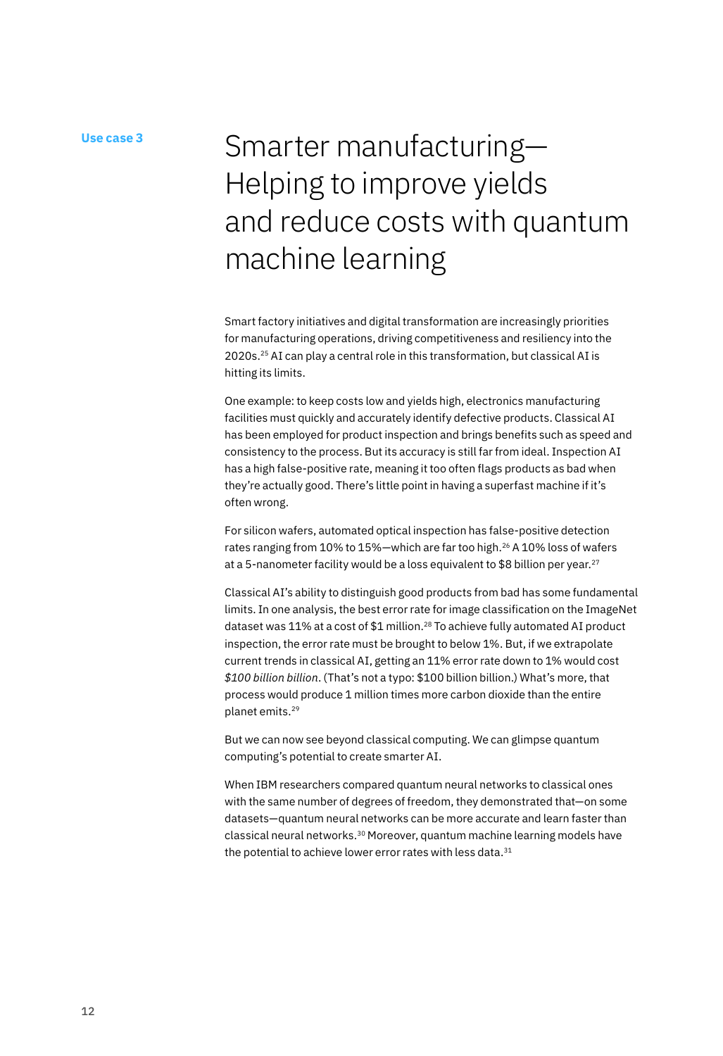**Use case 3**

# Smarter manufacturing—Helping to improve yields and reduce costs with quantum machine learning

Smart factory initiatives and digital transformation are increasingly priorities for manufacturing operations, driving competitiveness and resiliency into the 2020s.[25] AI can play a central role in this transformation, but classical AI is hitting its limits.

One example: to keep costs low and yields high, electronics manufacturing facilities must quickly and accurately identify defective products. Classical AI has been employed for product inspection and brings benefits such as speed and consistency to the process. But its accuracy is still far from ideal. Inspection AI has a high false-positive rate, meaning it too often flags products as bad when they're actually good. There's little point in having a superfast machine if it's often wrong.

For silicon wafers, automated optical inspection has false-positive detection rates ranging from 10% to 15%—which are far too high.[26] A 10% loss of wafers at a 5-nanometer facility would be a loss equivalent to $8 billion per year.[27]

Classical AI's ability to distinguish good products from bad has some fundamental limits. In one analysis, the best error rate for image classification on the ImageNet dataset was 11% at a cost of $1 million.[28] To achieve fully automated AI product inspection, the error rate must be brought to below 1%. But, if we extrapolate current trends in classical AI, getting an 11% error rate down to 1% would cost *$100 billion billion*. (That's not a typo: $100 billion billion.) What's more, that process would produce 1 million times more carbon dioxide than the entire planet emits.[29]

But we can now see beyond classical computing. We can glimpse quantum computing's potential to create smarter AI.

When IBM researchers compared quantum neural networks to classical ones with the same number of degrees of freedom, they demonstrated that—on some datasets—quantum neural networks can be more accurate and learn faster than classical neural networks.[30] Moreover, quantum machine learning models have the potential to achieve lower error rates with less data.[31]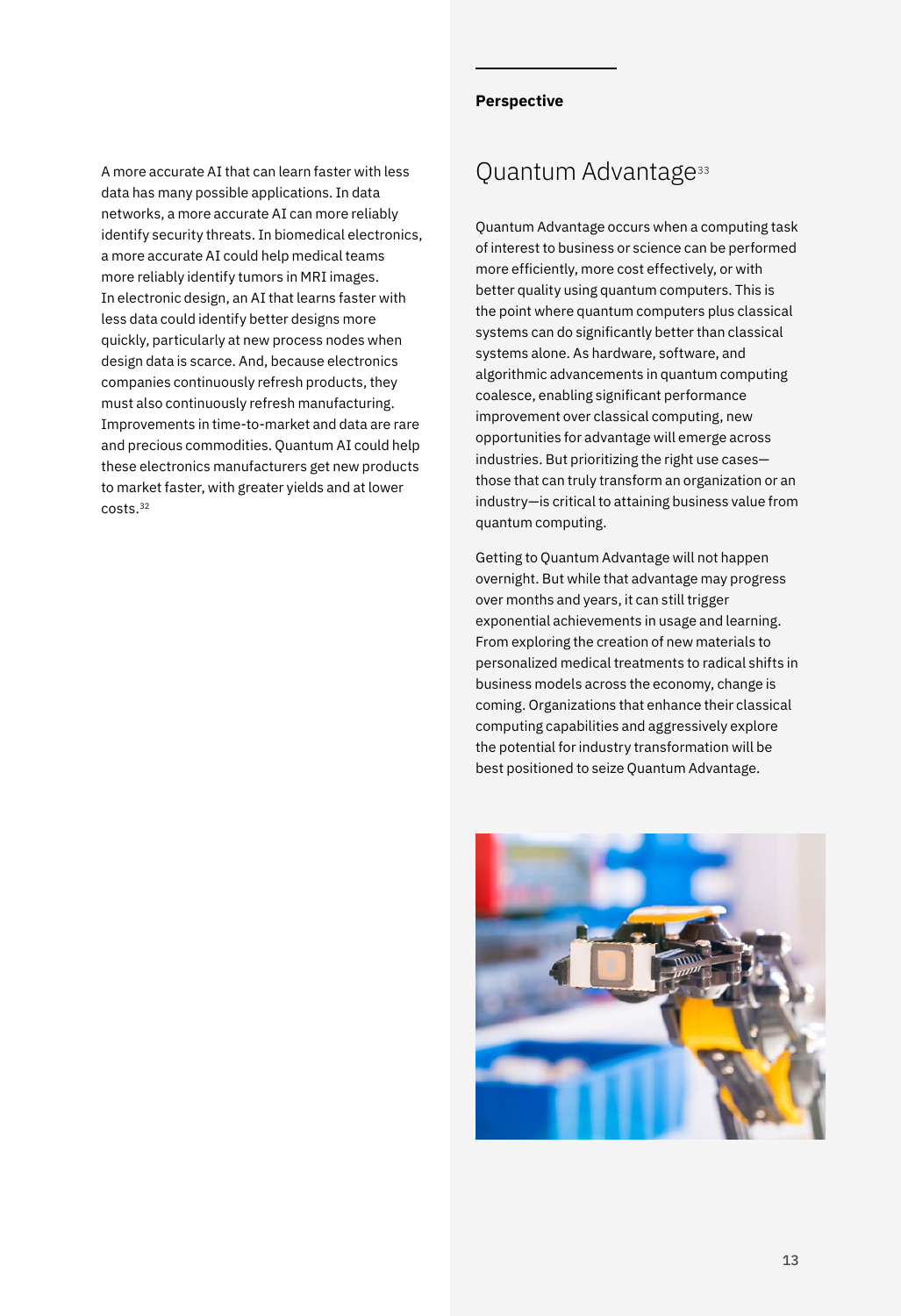A more accurate AI that can learn faster with less data has many possible applications. In data networks, a more accurate AI can more reliably identify security threats. In biomedical electronics, a more accurate AI could help medical teams more reliably identify tumors in MRI images. In electronic design, an AI that learns faster with less data could identify better designs more quickly, particularly at new process nodes when design data is scarce. And, because electronics companies continuously refresh products, they must also continuously refresh manufacturing. Improvements in time-to-market and data are rare and precious commodities. Quantum AI could help these electronics manufacturers get new products to market faster, with greater yields and at lower costs.[32]

**Perspective**

## Quantum Advantage[33]

Quantum Advantage occurs when a computing task of interest to business or science can be performed more efficiently, more cost effectively, or with better quality using quantum computers. This is the point where quantum computers plus classical systems can do significantly better than classical systems alone. As hardware, software, and algorithmic advancements in quantum computing coalesce, enabling significant performance improvement over classical computing, new opportunities for advantage will emerge across industries. But prioritizing the right use cases—those that can truly transform an organization or an industry—is critical to attaining business value from quantum computing.

Getting to Quantum Advantage will not happen overnight. But while that advantage may progress over months and years, it can still trigger exponential achievements in usage and learning. From exploring the creation of new materials to personalized medical treatments to radical shifts in business models across the economy, change is coming. Organizations that enhance their classical computing capabilities and aggressively explore the potential for industry transformation will be best positioned to seize Quantum Advantage.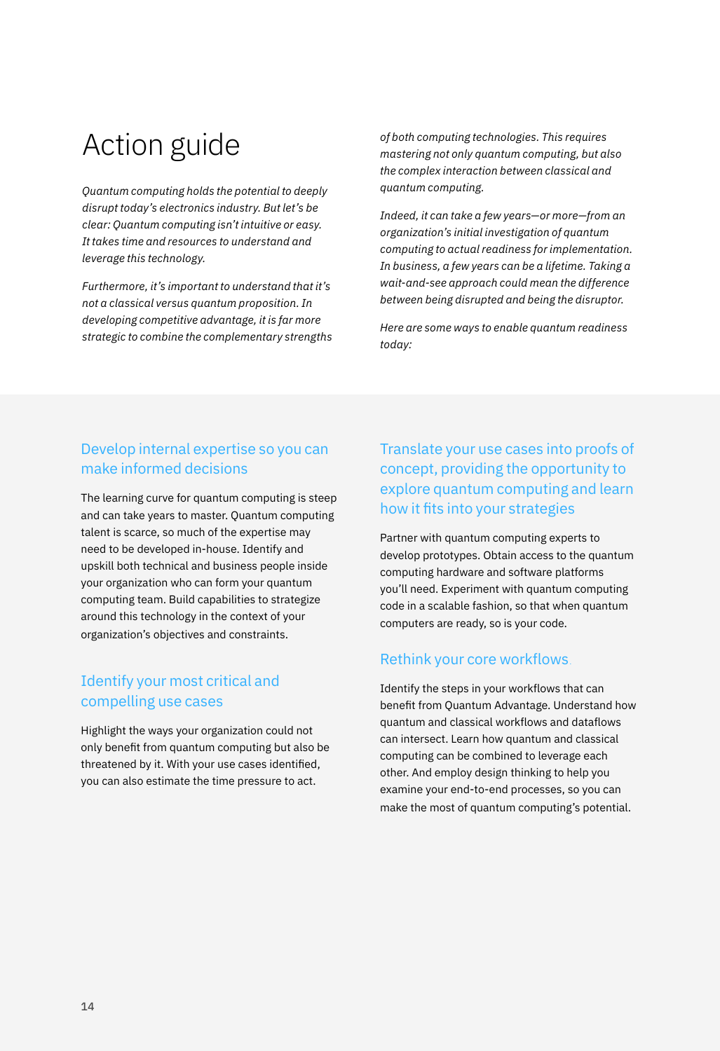# Action guide

*Quantum computing holds the potential to deeply disrupt today's electronics industry. But let's be clear: Quantum computing isn't intuitive or easy. It takes time and resources to understand and leverage this technology.*

*Furthermore, it's important to understand that it's not a classical versus quantum proposition. In developing competitive advantage, it is far more strategic to combine the complementary strengths of both computing technologies. This requires mastering not only quantum computing, but also the complex interaction between classical and quantum computing.*

*Indeed, it can take a few years—or more—from an organization's initial investigation of quantum computing to actual readiness for implementation. In business, a few years can be a lifetime. Taking a wait-and-see approach could mean the difference between being disrupted and being the disruptor.*

*Here are some ways to enable quantum readiness today:*

## Develop internal expertise so you can make informed decisions

The learning curve for quantum computing is steep and can take years to master. Quantum computing talent is scarce, so much of the expertise may need to be developed in-house. Identify and upskill both technical and business people inside your organization who can form your quantum computing team. Build capabilities to strategize around this technology in the context of your organization's objectives and constraints.

## Identify your most critical and compelling use cases

Highlight the ways your organization could not only benefit from quantum computing but also be threatened by it. With your use cases identified, you can also estimate the time pressure to act.

## Translate your use cases into proofs of concept, providing the opportunity to explore quantum computing and learn how it fits into your strategies

Partner with quantum computing experts to develop prototypes. Obtain access to the quantum computing hardware and software platforms you'll need. Experiment with quantum computing code in a scalable fashion, so that when quantum computers are ready, so is your code.

## Rethink your core workflows.

Identify the steps in your workflows that can benefit from Quantum Advantage. Understand how quantum and classical workflows and dataflows can intersect. Learn how quantum and classical computing can be combined to leverage each other. And employ design thinking to help you examine your end-to-end processes, so you can make the most of quantum computing's potential.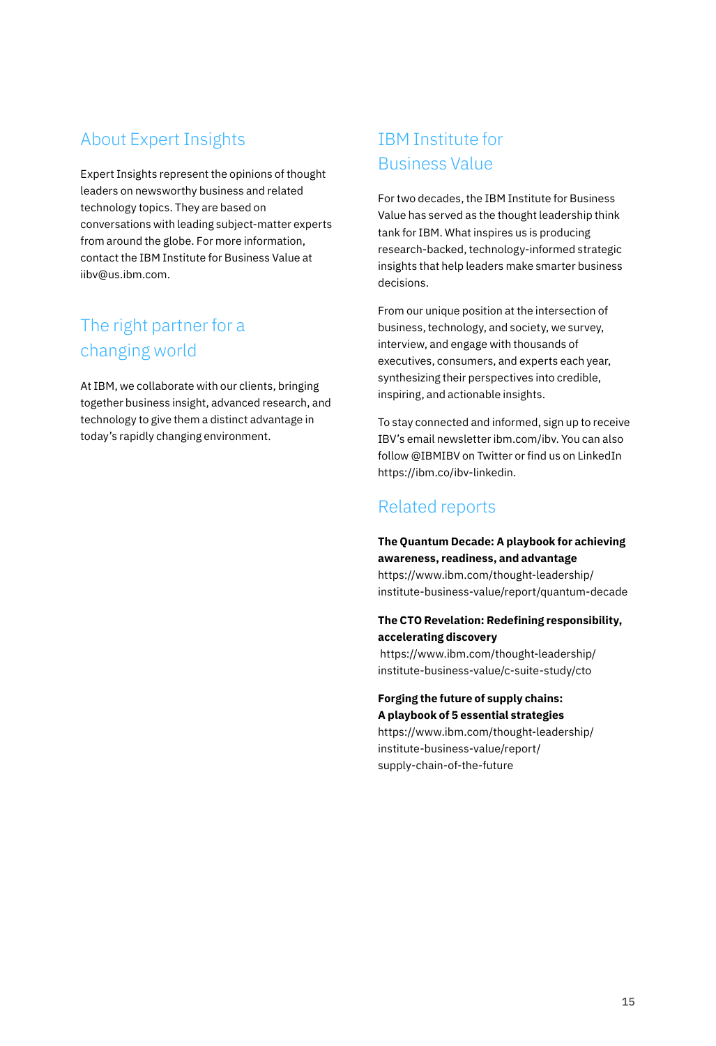## About Expert Insights

Expert Insights represent the opinions of thought leaders on newsworthy business and related technology topics. They are based on conversations with leading subject-matter experts from around the globe. For more information, contact the IBM Institute for Business Value at iibv@us.ibm.com.

## The right partner for a changing world

At IBM, we collaborate with our clients, bringing together business insight, advanced research, and technology to give them a distinct advantage in today's rapidly changing environment.

## IBM Institute for Business Value

For two decades, the IBM Institute for Business Value has served as the thought leadership think tank for IBM. What inspires us is producing research-backed, technology-informed strategic insights that help leaders make smarter business decisions.

From our unique position at the intersection of business, technology, and society, we survey, interview, and engage with thousands of executives, consumers, and experts each year, synthesizing their perspectives into credible, inspiring, and actionable insights.

To stay connected and informed, sign up to receive IBV's email newsletter ibm.com/ibv. You can also follow @IBMIBV on Twitter or find us on LinkedIn https://ibm.co/ibv-linkedin.

## Related reports

**The Quantum Decade: A playbook for achieving awareness, readiness, and advantage**
https://www.ibm.com/thought-leadership/institute-business-value/report/quantum-decade

**The CTO Revelation: Redefining responsibility, accelerating discovery**
https://www.ibm.com/thought-leadership/institute-business-value/c-suite-study/cto

**Forging the future of supply chains: A playbook of 5 essential strategies**
https://www.ibm.com/thought-leadership/institute-business-value/report/supply-chain-of-the-future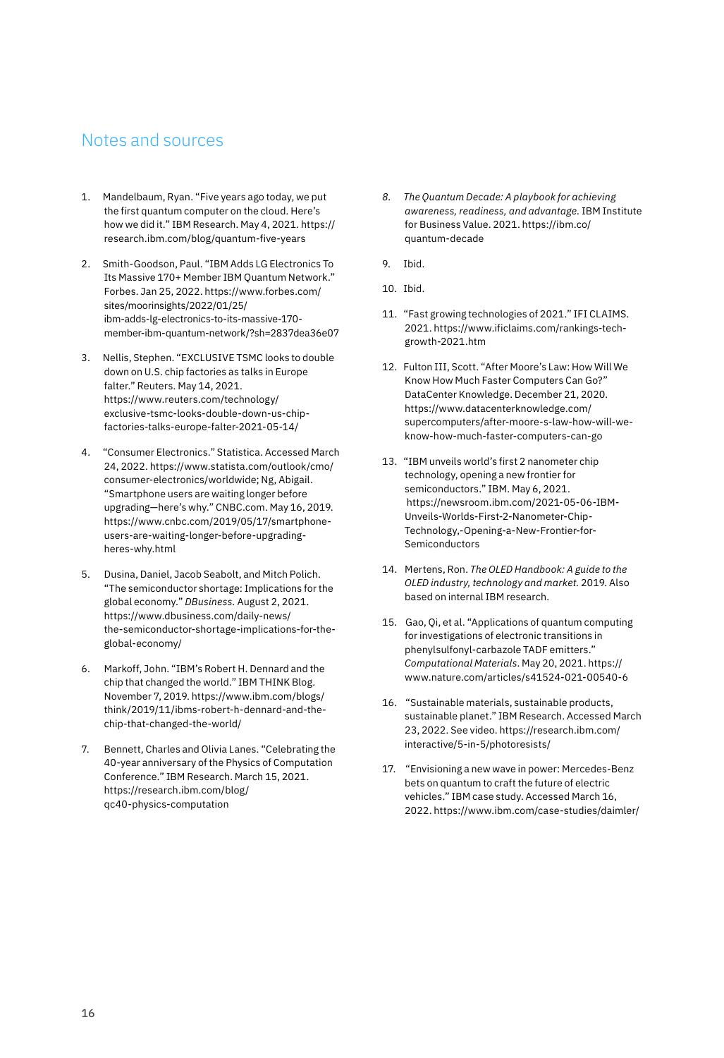## Notes and sources

1. Mandelbaum, Ryan. "Five years ago today, we put the first quantum computer on the cloud. Here's how we did it." IBM Research. May 4, 2021. https://research.ibm.com/blog/quantum-five-years

2. Smith-Goodson, Paul. "IBM Adds LG Electronics To Its Massive 170+ Member IBM Quantum Network." Forbes. Jan 25, 2022. https://www.forbes.com/sites/moorinsights/2022/01/25/ibm-adds-lg-electronics-to-its-massive-170-member-ibm-quantum-network/?sh=2837dea36e07

3. Nellis, Stephen. "EXCLUSIVE TSMC looks to double down on U.S. chip factories as talks in Europe falter." Reuters. May 14, 2021. https://www.reuters.com/technology/exclusive-tsmc-looks-double-down-us-chip-factories-talks-europe-falter-2021-05-14/

4. "Consumer Electronics." Statistica. Accessed March 24, 2022. https://www.statista.com/outlook/cmo/consumer-electronics/worldwide; Ng, Abigail. "Smartphone users are waiting longer before upgrading—here's why." CNBC.com. May 16, 2019. https://www.cnbc.com/2019/05/17/smartphone-users-are-waiting-longer-before-upgrading-heres-why.html

5. Dusina, Daniel, Jacob Seabolt, and Mitch Polich. "The semiconductor shortage: Implications for the global economy." *DBusiness.* August 2, 2021. https://www.dbusiness.com/daily-news/the-semiconductor-shortage-implications-for-the-global-economy/

6. Markoff, John. "IBM's Robert H. Dennard and the chip that changed the world." IBM THINK Blog. November 7, 2019. https://www.ibm.com/blogs/think/2019/11/ibms-robert-h-dennard-and-the-chip-that-changed-the-world/

7. Bennett, Charles and Olivia Lanes. "Celebrating the 40-year anniversary of the Physics of Computation Conference." IBM Research. March 15, 2021. https://research.ibm.com/blog/qc40-physics-computation

8. *The Quantum Decade: A playbook for achieving awareness, readiness, and advantage.* IBM Institute for Business Value. 2021. https://ibm.co/quantum-decade

9. Ibid.

10. Ibid.

11. "Fast growing technologies of 2021." IFI CLAIMS. 2021. https://www.ificlaims.com/rankings-tech-growth-2021.htm

12. Fulton III, Scott. "After Moore's Law: How Will We Know How Much Faster Computers Can Go?" DataCenter Knowledge. December 21, 2020. https://www.datacenterknowledge.com/supercomputers/after-moore-s-law-how-will-we-know-how-much-faster-computers-can-go

13. "IBM unveils world's first 2 nanometer chip technology, opening a new frontier for semiconductors." IBM. May 6, 2021. https://newsroom.ibm.com/2021-05-06-IBM-Unveils-Worlds-First-2-Nanometer-Chip-Technology,-Opening-a-New-Frontier-for-Semiconductors

14. Mertens, Ron. *The OLED Handbook: A guide to the OLED industry, technology and market.* 2019. Also based on internal IBM research.

15. Gao, Qi, et al. "Applications of quantum computing for investigations of electronic transitions in phenylsulfonyl-carbazole TADF emitters." *Computational Materials*. May 20, 2021. https://www.nature.com/articles/s41524-021-00540-6

16. "Sustainable materials, sustainable products, sustainable planet." IBM Research. Accessed March 23, 2022. See video. https://research.ibm.com/interactive/5-in-5/photoresists/

17. "Envisioning a new wave in power: Mercedes-Benz bets on quantum to craft the future of electric vehicles." IBM case study. Accessed March 16, 2022. https://www.ibm.com/case-studies/daimler/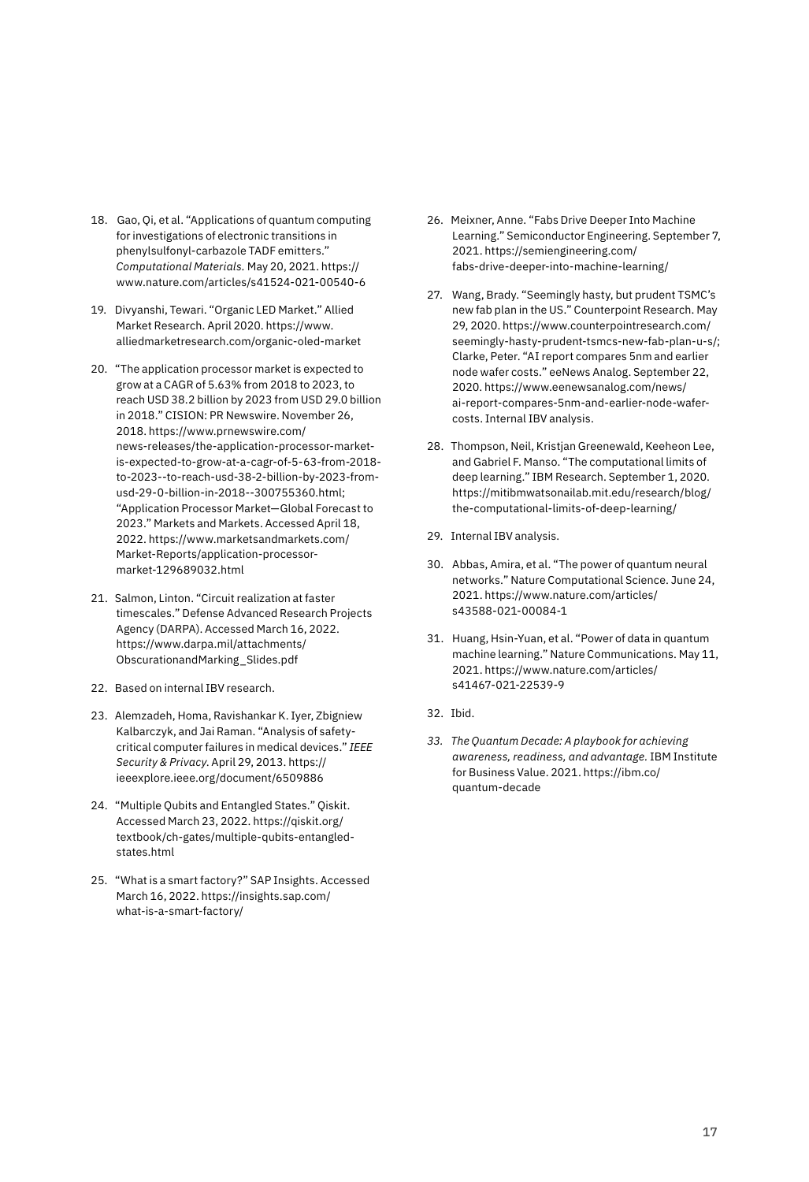18. Gao, Qi, et al. "Applications of quantum computing for investigations of electronic transitions in phenylsulfonyl-carbazole TADF emitters." *Computational Materials.* May 20, 2021. https://www.nature.com/articles/s41524-021-00540-6

19. Divyanshi, Tewari. "Organic LED Market." Allied Market Research. April 2020. https://www.alliedmarketresearch.com/organic-oled-market

20. "The application processor market is expected to grow at a CAGR of 5.63% from 2018 to 2023, to reach USD 38.2 billion by 2023 from USD 29.0 billion in 2018." CISION: PR Newswire. November 26, 2018. https://www.prnewswire.com/news-releases/the-application-processor-market-is-expected-to-grow-at-a-cagr-of-5-63-from-2018-to-2023--to-reach-usd-38-2-billion-by-2023-from-usd-29-0-billion-in-2018--300755360.html; "Application Processor Market—Global Forecast to 2023." Markets and Markets. Accessed April 18, 2022. https://www.marketsandmarkets.com/Market-Reports/application-processor-market-129689032.html

21. Salmon, Linton. "Circuit realization at faster timescales." Defense Advanced Research Projects Agency (DARPA). Accessed March 16, 2022. https://www.darpa.mil/attachments/ObscurationandMarking_Slides.pdf

22. Based on internal IBV research.

23. Alemzadeh, Homa, Ravishankar K. Iyer, Zbigniew Kalbarczyk, and Jai Raman. "Analysis of safety-critical computer failures in medical devices." *IEEE Security & Privacy.* April 29, 2013. https://ieeexplore.ieee.org/document/6509886

24. "Multiple Qubits and Entangled States." Qiskit. Accessed March 23, 2022. https://qiskit.org/textbook/ch-gates/multiple-qubits-entangled-states.html

25. "What is a smart factory?" SAP Insights. Accessed March 16, 2022. https://insights.sap.com/what-is-a-smart-factory/

26. Meixner, Anne. "Fabs Drive Deeper Into Machine Learning." Semiconductor Engineering. September 7, 2021. https://semiengineering.com/fabs-drive-deeper-into-machine-learning/

27. Wang, Brady. "Seemingly hasty, but prudent TSMC's new fab plan in the US." Counterpoint Research. May 29, 2020. https://www.counterpointresearch.com/seemingly-hasty-prudent-tsmcs-new-fab-plan-u-s/; Clarke, Peter. "AI report compares 5nm and earlier node wafer costs." eeNews Analog. September 22, 2020. https://www.eenewsanalog.com/news/ai-report-compares-5nm-and-earlier-node-wafer-costs. Internal IBV analysis.

28. Thompson, Neil, Kristjan Greenewald, Keeheon Lee, and Gabriel F. Manso. "The computational limits of deep learning." IBM Research. September 1, 2020. https://mitibmwatsonailab.mit.edu/research/blog/the-computational-limits-of-deep-learning/

29. Internal IBV analysis.

30. Abbas, Amira, et al. "The power of quantum neural networks." Nature Computational Science. June 24, 2021. https://www.nature.com/articles/s43588-021-00084-1

31. Huang, Hsin-Yuan, et al. "Power of data in quantum machine learning." Nature Communications. May 11, 2021. https://www.nature.com/articles/s41467-021-22539-9

32. Ibid.

33. *The Quantum Decade: A playbook for achieving awareness, readiness, and advantage.* IBM Institute for Business Value. 2021. https://ibm.co/quantum-decade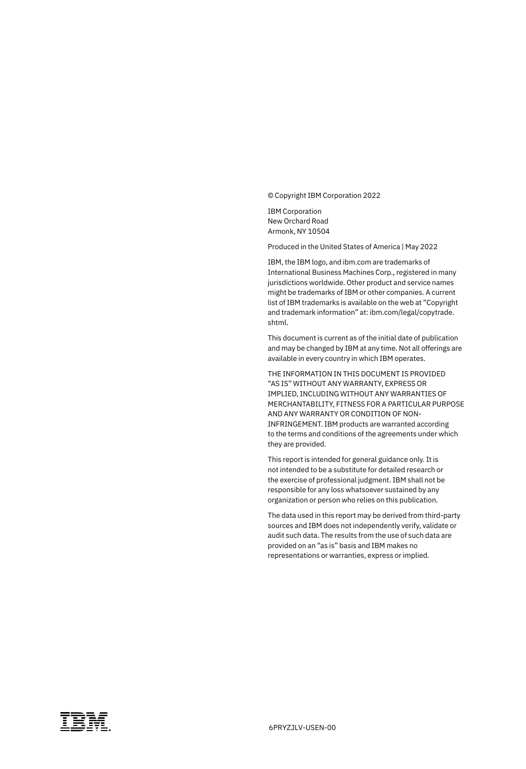© Copyright IBM Corporation 2022

IBM Corporation
New Orchard Road
Armonk, NY 10504

Produced in the United States of America | May 2022

IBM, the IBM logo, and ibm.com are trademarks of International Business Machines Corp., registered in many jurisdictions worldwide. Other product and service names might be trademarks of IBM or other companies. A current list of IBM trademarks is available on the web at "Copyright and trademark information" at: ibm.com/legal/copytrade.shtml.

This document is current as of the initial date of publication and may be changed by IBM at any time. Not all offerings are available in every country in which IBM operates.

THE INFORMATION IN THIS DOCUMENT IS PROVIDED "AS IS" WITHOUT ANY WARRANTY, EXPRESS OR IMPLIED, INCLUDING WITHOUT ANY WARRANTIES OF MERCHANTABILITY, FITNESS FOR A PARTICULAR PURPOSE AND ANY WARRANTY OR CONDITION OF NON-INFRINGEMENT. IBM products are warranted according to the terms and conditions of the agreements under which they are provided.

This report is intended for general guidance only. It is not intended to be a substitute for detailed research or the exercise of professional judgment. IBM shall not be responsible for any loss whatsoever sustained by any organization or person who relies on this publication.

The data used in this report may be derived from third-party sources and IBM does not independently verify, validate or audit such data. The results from the use of such data are provided on an "as is" basis and IBM makes no representations or warranties, express or implied.

IBM

6PRYZJLV-USEN-00